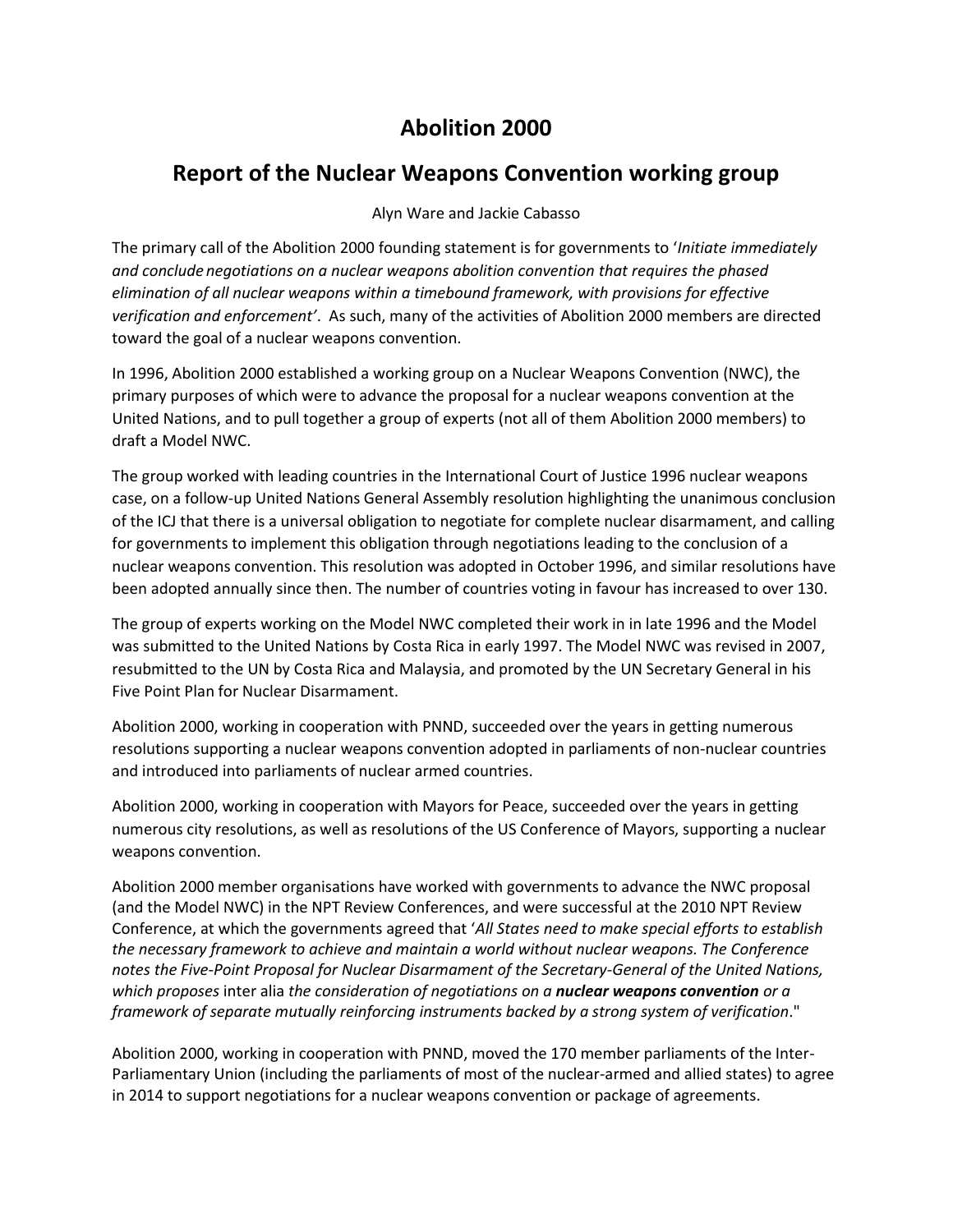# Abolition 2000

## Report of the Nuclear Weapons Convention working group

Alyn Ware and Jackie Cabasso

The primary call of the Abolition 2000 founding statement is for governments to '*Initiate immediately and conclude negotiations on a nuclear weapons abolition convention that requires the phased elimination of all nuclear weapons within a timebound framework, with provisions for effective verification and enforcement'*. As such, many of the activities of Abolition 2000 members are directed toward the goal of a nuclear weapons convention.

In 1996, Abolition 2000 established a working group on a Nuclear Weapons Convention (NWC), the primary purposes of which were to advance the proposal for a nuclear weapons convention at the United Nations, and to pull together a group of experts (not all of them Abolition 2000 members) to draft a Model NWC.

The group worked with leading countries in the International Court of Justice 1996 nuclear weapons case, on a follow-up United Nations General Assembly resolution highlighting the unanimous conclusion of the ICJ that there is a universal obligation to negotiate for complete nuclear disarmament, and calling for governments to implement this obligation through negotiations leading to the conclusion of a nuclear weapons convention. This resolution was adopted in October 1996, and similar resolutions have been adopted annually since then. The number of countries voting in favour has increased to over 130.

The group of experts working on the Model NWC completed their work in in late 1996 and the Model was submitted to the United Nations by Costa Rica in early 1997. The Model NWC was revised in 2007, resubmitted to the UN by Costa Rica and Malaysia, and promoted by the UN Secretary General in his Five Point Plan for Nuclear Disarmament.

Abolition 2000, working in cooperation with PNND, succeeded over the years in getting numerous resolutions supporting a nuclear weapons convention adopted in parliaments of non-nuclear countries and introduced into parliaments of nuclear armed countries.

Abolition 2000, working in cooperation with Mayors for Peace, succeeded over the years in getting numerous city resolutions, as well as resolutions of the US Conference of Mayors, supporting a nuclear weapons convention.

Abolition 2000 member organisations have worked with governments to advance the NWC proposal (and the Model NWC) in the NPT Review Conferences, and were successful at the 2010 NPT Review Conference, at which the governments agreed that '*All States need to make special efforts to establish the necessary framework to achieve and maintain a world without nuclear weapons. The Conference notes the Five-Point Proposal for Nuclear Disarmament of the Secretary-General of the United Nations, which proposes* inter alia *the consideration of negotiations on a **nuclear weapons convention** or a framework of separate mutually reinforcing instruments backed by a strong system of verification*."

Abolition 2000, working in cooperation with PNND, moved the 170 member parliaments of the Inter-Parliamentary Union (including the parliaments of most of the nuclear-armed and allied states) to agree in 2014 to support negotiations for a nuclear weapons convention or package of agreements.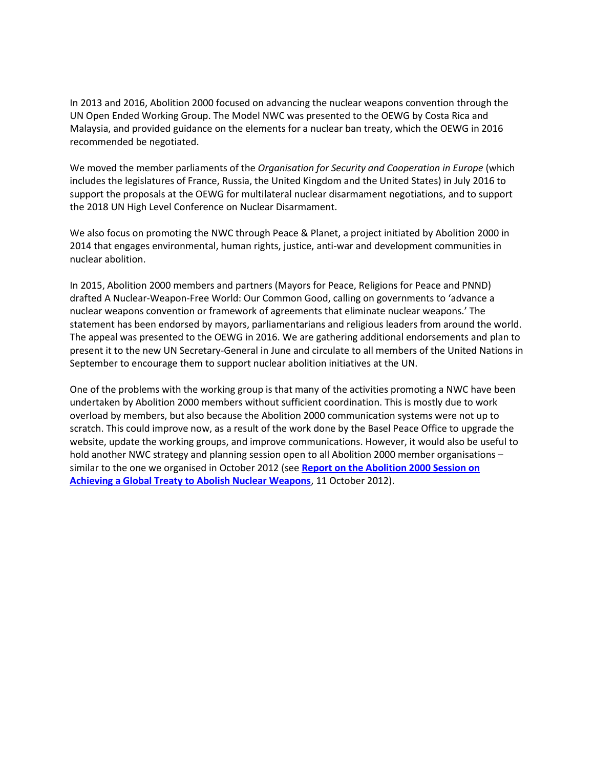In 2013 and 2016, Abolition 2000 focused on advancing the nuclear weapons convention through the UN Open Ended Working Group. The Model NWC was presented to the OEWG by Costa Rica and Malaysia, and provided guidance on the elements for a nuclear ban treaty, which the OEWG in 2016 recommended be negotiated.

We moved the member parliaments of the *Organisation for Security and Cooperation in Europe* (which includes the legislatures of France, Russia, the United Kingdom and the United States) in July 2016 to support the proposals at the OEWG for multilateral nuclear disarmament negotiations, and to support the 2018 UN High Level Conference on Nuclear Disarmament.

We also focus on promoting the NWC through Peace & Planet, a project initiated by Abolition 2000 in 2014 that engages environmental, human rights, justice, anti-war and development communities in nuclear abolition.

In 2015, Abolition 2000 members and partners (Mayors for Peace, Religions for Peace and PNND) drafted A Nuclear-Weapon-Free World: Our Common Good, calling on governments to 'advance a nuclear weapons convention or framework of agreements that eliminate nuclear weapons.' The statement has been endorsed by mayors, parliamentarians and religious leaders from around the world. The appeal was presented to the OEWG in 2016. We are gathering additional endorsements and plan to present it to the new UN Secretary-General in June and circulate to all members of the United Nations in September to encourage them to support nuclear abolition initiatives at the UN.

One of the problems with the working group is that many of the activities promoting a NWC have been undertaken by Abolition 2000 members without sufficient coordination. This is mostly due to work overload by members, but also because the Abolition 2000 communication systems were not up to scratch. This could improve now, as a result of the work done by the Basel Peace Office to upgrade the website, update the working groups, and improve communications. However, it would also be useful to hold another NWC strategy and planning session open to all Abolition 2000 member organisations – similar to the one we organised in October 2012 (see **Report on the Abolition 2000 Session on Achieving a Global Treaty to Abolish Nuclear Weapons**, 11 October 2012).